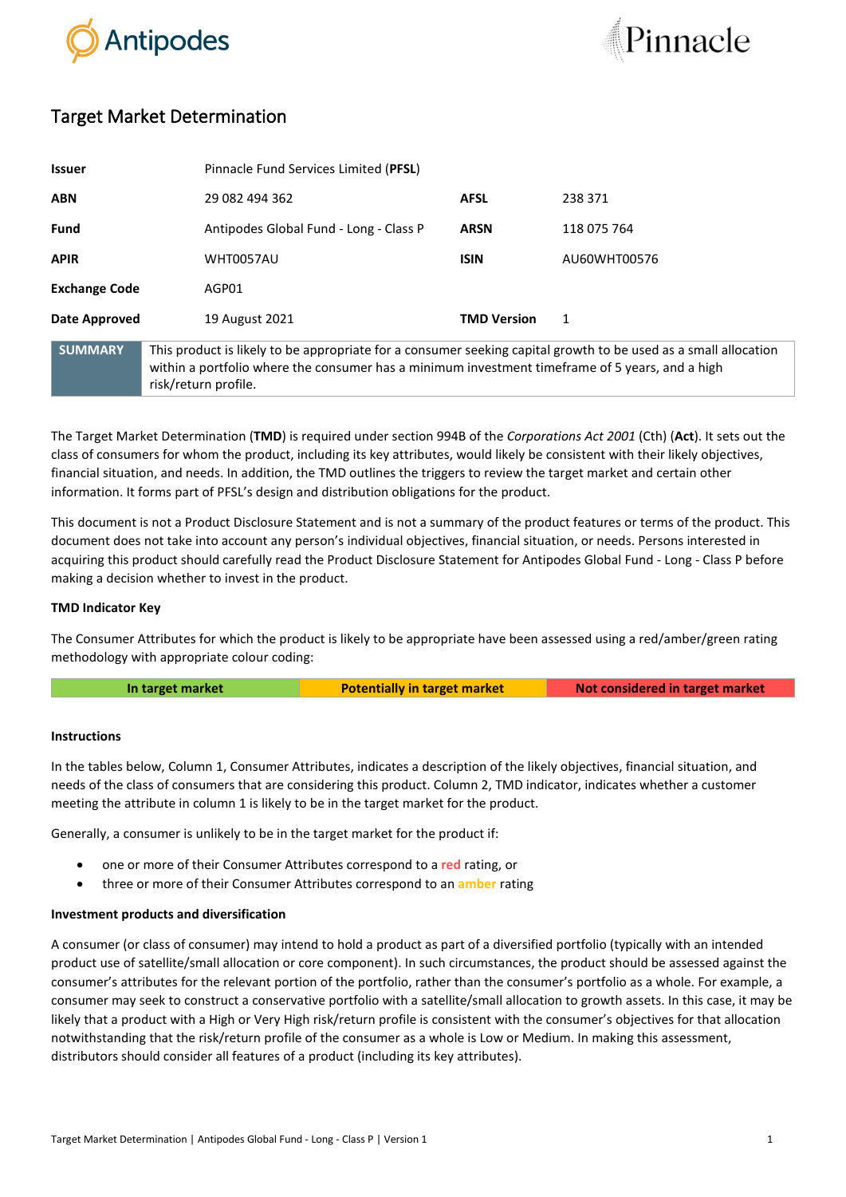# Target Market Determination

| | | | |
|---|---|---|---|
| **Issuer** | Pinnacle Fund Services Limited (**PFSL**) | | |
| **ABN** | 29 082 494 362 | **AFSL** | 238 371 |
| **Fund** | Antipodes Global Fund - Long - Class P | **ARSN** | 118 075 764 |
| **APIR** | WHT0057AU | **ISIN** | AU60WHT00576 |
| **Exchange Code** | AGP01 | | |
| **Date Approved** | 19 August 2021 | **TMD Version** | 1 |

| **SUMMARY** | This product is likely to be appropriate for a consumer seeking capital growth to be used as a small allocation within a portfolio where the consumer has a minimum investment timeframe of 5 years, and a high risk/return profile. |
|---|---|

The Target Market Determination (**TMD**) is required under section 994B of the *Corporations Act 2001* (Cth) (**Act**). It sets out the class of consumers for whom the product, including its key attributes, would likely be consistent with their likely objectives, financial situation, and needs. In addition, the TMD outlines the triggers to review the target market and certain other information. It forms part of PFSL's design and distribution obligations for the product.

This document is not a Product Disclosure Statement and is not a summary of the product features or terms of the product. This document does not take into account any person's individual objectives, financial situation, or needs. Persons interested in acquiring this product should carefully read the Product Disclosure Statement for Antipodes Global Fund - Long - Class P before making a decision whether to invest in the product.

**TMD Indicator Key**

The Consumer Attributes for which the product is likely to be appropriate have been assessed using a red/amber/green rating methodology with appropriate colour coding:

| In target market | Potentially in target market | Not considered in target market |
|---|---|---|

**Instructions**

In the tables below, Column 1, Consumer Attributes, indicates a description of the likely objectives, financial situation, and needs of the class of consumers that are considering this product. Column 2, TMD indicator, indicates whether a customer meeting the attribute in column 1 is likely to be in the target market for the product.

Generally, a consumer is unlikely to be in the target market for the product if:

- one or more of their Consumer Attributes correspond to a red rating, or
- three or more of their Consumer Attributes correspond to an amber rating

**Investment products and diversification**

A consumer (or class of consumer) may intend to hold a product as part of a diversified portfolio (typically with an intended product use of satellite/small allocation or core component). In such circumstances, the product should be assessed against the consumer's attributes for the relevant portion of the portfolio, rather than the consumer's portfolio as a whole. For example, a consumer may seek to construct a conservative portfolio with a satellite/small allocation to growth assets. In this case, it may be likely that a product with a High or Very High risk/return profile is consistent with the consumer's objectives for that allocation notwithstanding that the risk/return profile of the consumer as a whole is Low or Medium. In making this assessment, distributors should consider all features of a product (including its key attributes).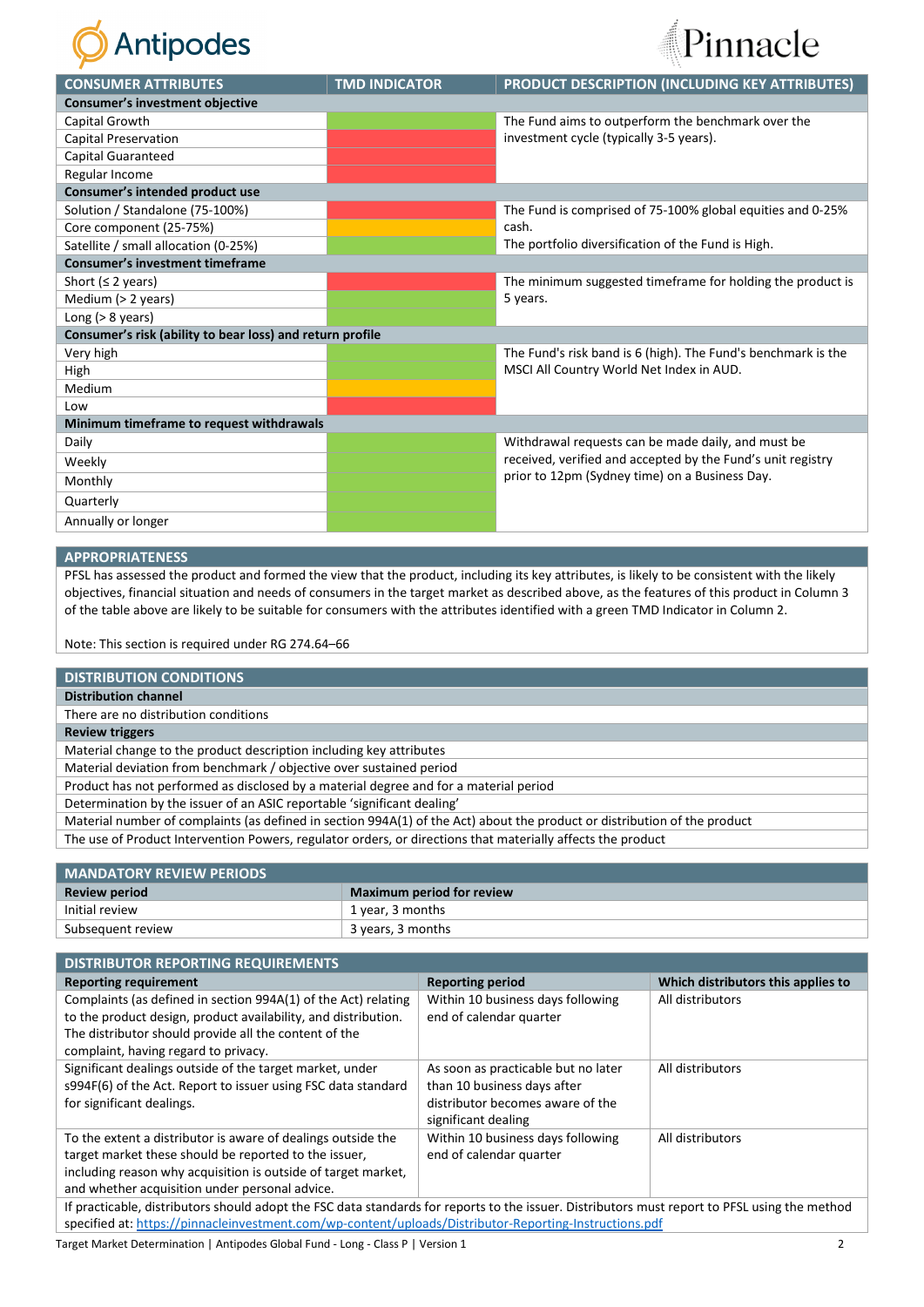| CONSUMER ATTRIBUTES | TMD INDICATOR | PRODUCT DESCRIPTION (INCLUDING KEY ATTRIBUTES) |
|---|---|---|
| **Consumer's investment objective** | | |
| Capital Growth | Green | The Fund aims to outperform the benchmark over the investment cycle (typically 3-5 years). |
| Capital Preservation | Red | |
| Capital Guaranteed | Red | |
| Regular Income | Red | |
| **Consumer's intended product use** | | |
| Solution / Standalone (75-100%) | Red | The Fund is comprised of 75-100% global equities and 0-25% cash. The portfolio diversification of the Fund is High. |
| Core component (25-75%) | Amber | |
| Satellite / small allocation (0-25%) | Green | |
| **Consumer's investment timeframe** | | |
| Short (≤ 2 years) | Red | The minimum suggested timeframe for holding the product is 5 years. |
| Medium (> 2 years) | Green | |
| Long (> 8 years) | Green | |
| **Consumer's risk (ability to bear loss) and return profile** | | |
| Very high | Green | The Fund's risk band is 6 (high). The Fund's benchmark is the MSCI All Country World Net Index in AUD. |
| High | Green | |
| Medium | Amber | |
| Low | Red | |
| **Minimum timeframe to request withdrawals** | | |
| Daily | Green | Withdrawal requests can be made daily, and must be received, verified and accepted by the Fund's unit registry prior to 12pm (Sydney time) on a Business Day. |
| Weekly | Green | |
| Monthly | Green | |
| Quarterly | Green | |
| Annually or longer | Green | |

## APPROPRIATENESS

PFSL has assessed the product and formed the view that the product, including its key attributes, is likely to be consistent with the likely objectives, financial situation and needs of consumers in the target market as described above, as the features of this product in Column 3 of the table above are likely to be suitable for consumers with the attributes identified with a green TMD Indicator in Column 2.

Note: This section is required under RG 274.64–66

## DISTRIBUTION CONDITIONS

| **Distribution channel** |
|---|
| There are no distribution conditions |
| **Review triggers** |
| Material change to the product description including key attributes |
| Material deviation from benchmark / objective over sustained period |
| Product has not performed as disclosed by a material degree and for a material period |
| Determination by the issuer of an ASIC reportable 'significant dealing' |
| Material number of complaints (as defined in section 994A(1) of the Act) about the product or distribution of the product |
| The use of Product Intervention Powers, regulator orders, or directions that materially affects the product |

## MANDATORY REVIEW PERIODS

| Review period | Maximum period for review |
|---|---|
| Initial review | 1 year, 3 months |
| Subsequent review | 3 years, 3 months |

## DISTRIBUTOR REPORTING REQUIREMENTS

| Reporting requirement | Reporting period | Which distributors this applies to |
|---|---|---|
| Complaints (as defined in section 994A(1) of the Act) relating to the product design, product availability, and distribution. The distributor should provide all the content of the complaint, having regard to privacy. | Within 10 business days following end of calendar quarter | All distributors |
| Significant dealings outside of the target market, under s994F(6) of the Act. Report to issuer using FSC data standard for significant dealings. | As soon as practicable but no later than 10 business days after distributor becomes aware of the significant dealing | All distributors |
| To the extent a distributor is aware of dealings outside the target market these should be reported to the issuer, including reason why acquisition is outside of target market, and whether acquisition under personal advice. | Within 10 business days following end of calendar quarter | All distributors |

If practicable, distributors should adopt the FSC data standards for reports to the issuer. Distributors must report to PFSL using the method specified at: https://pinnacleinvestment.com/wp-content/uploads/Distributor-Reporting-Instructions.pdf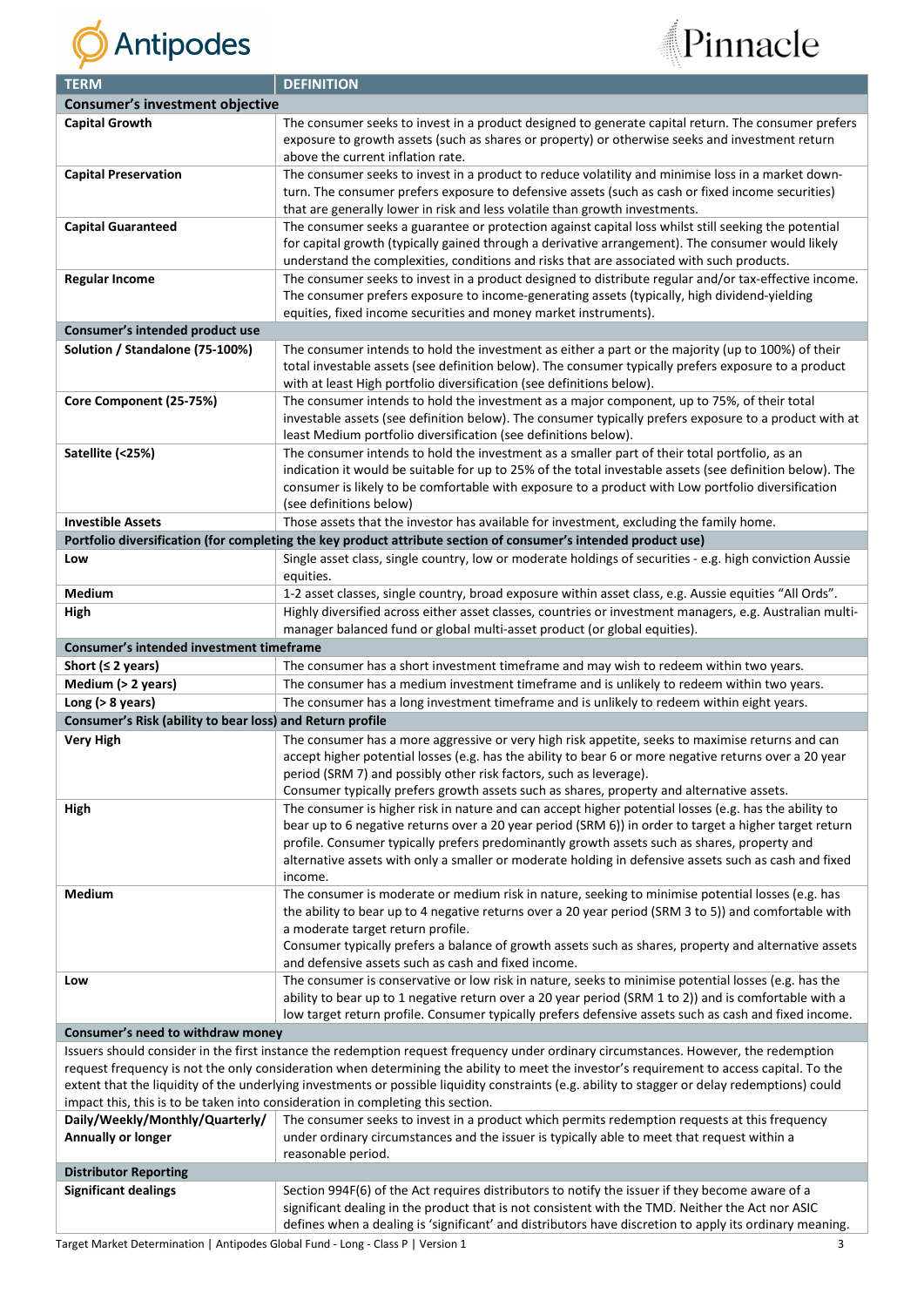| TERM | DEFINITION |
|---|---|
| **Consumer's investment objective** | |
| **Capital Growth** | The consumer seeks to invest in a product designed to generate capital return. The consumer prefers exposure to growth assets (such as shares or property) or otherwise seeks and investment return above the current inflation rate. |
| **Capital Preservation** | The consumer seeks to invest in a product to reduce volatility and minimise loss in a market down-turn. The consumer prefers exposure to defensive assets (such as cash or fixed income securities) that are generally lower in risk and less volatile than growth investments. |
| **Capital Guaranteed** | The consumer seeks a guarantee or protection against capital loss whilst still seeking the potential for capital growth (typically gained through a derivative arrangement). The consumer would likely understand the complexities, conditions and risks that are associated with such products. |
| **Regular Income** | The consumer seeks to invest in a product designed to distribute regular and/or tax-effective income. The consumer prefers exposure to income-generating assets (typically, high dividend-yielding equities, fixed income securities and money market instruments). |
| **Consumer's intended product use** | |
| **Solution / Standalone (75-100%)** | The consumer intends to hold the investment as either a part or the majority (up to 100%) of their total investable assets (see definition below). The consumer typically prefers exposure to a product with at least High portfolio diversification (see definitions below). |
| **Core Component (25-75%)** | The consumer intends to hold the investment as a major component, up to 75%, of their total investable assets (see definition below). The consumer typically prefers exposure to a product with at least Medium portfolio diversification (see definitions below). |
| **Satellite (<25%)** | The consumer intends to hold the investment as a smaller part of their total portfolio, as an indication it would be suitable for up to 25% of the total investable assets (see definition below). The consumer is likely to be comfortable with exposure to a product with Low portfolio diversification (see definitions below) |
| **Investible Assets** | Those assets that the investor has available for investment, excluding the family home. |
| **Portfolio diversification (for completing the key product attribute section of consumer's intended product use)** | |
| **Low** | Single asset class, single country, low or moderate holdings of securities - e.g. high conviction Aussie equities. |
| **Medium** | 1-2 asset classes, single country, broad exposure within asset class, e.g. Aussie equities "All Ords". |
| **High** | Highly diversified across either asset classes, countries or investment managers, e.g. Australian multi-manager balanced fund or global multi-asset product (or global equities). |
| **Consumer's intended investment timeframe** | |
| **Short (≤ 2 years)** | The consumer has a short investment timeframe and may wish to redeem within two years. |
| **Medium (> 2 years)** | The consumer has a medium investment timeframe and is unlikely to redeem within two years. |
| **Long (> 8 years)** | The consumer has a long investment timeframe and is unlikely to redeem within eight years. |
| **Consumer's Risk (ability to bear loss) and Return profile** | |
| **Very High** | The consumer has a more aggressive or very high risk appetite, seeks to maximise returns and can accept higher potential losses (e.g. has the ability to bear 6 or more negative returns over a 20 year period (SRM 7) and possibly other risk factors, such as leverage).<br>Consumer typically prefers growth assets such as shares, property and alternative assets. |
| **High** | The consumer is higher risk in nature and can accept higher potential losses (e.g. has the ability to bear up to 6 negative returns over a 20 year period (SRM 6)) in order to target a higher target return profile. Consumer typically prefers predominantly growth assets such as shares, property and alternative assets with only a smaller or moderate holding in defensive assets such as cash and fixed income. |
| **Medium** | The consumer is moderate or medium risk in nature, seeking to minimise potential losses (e.g. has the ability to bear up to 4 negative returns over a 20 year period (SRM 3 to 5)) and comfortable with a moderate target return profile.<br>Consumer typically prefers a balance of growth assets such as shares, property and alternative assets and defensive assets such as cash and fixed income. |
| **Low** | The consumer is conservative or low risk in nature, seeks to minimise potential losses (e.g. has the ability to bear up to 1 negative return over a 20 year period (SRM 1 to 2)) and is comfortable with a low target return profile. Consumer typically prefers defensive assets such as cash and fixed income. |
| **Consumer's need to withdraw money** | |
| Issuers should consider in the first instance the redemption request frequency under ordinary circumstances. However, the redemption request frequency is not the only consideration when determining the ability to meet the investor's requirement to access capital. To the extent that the liquidity of the underlying investments or possible liquidity constraints (e.g. ability to stagger or delay redemptions) could impact this, this is to be taken into consideration in completing this section. | |
| **Daily/Weekly/Monthly/Quarterly/ Annually or longer** | The consumer seeks to invest in a product which permits redemption requests at this frequency under ordinary circumstances and the issuer is typically able to meet that request within a reasonable period. |
| **Distributor Reporting** | |
| **Significant dealings** | Section 994F(6) of the Act requires distributors to notify the issuer if they become aware of a significant dealing in the product that is not consistent with the TMD. Neither the Act nor ASIC defines when a dealing is 'significant' and distributors have discretion to apply its ordinary meaning. |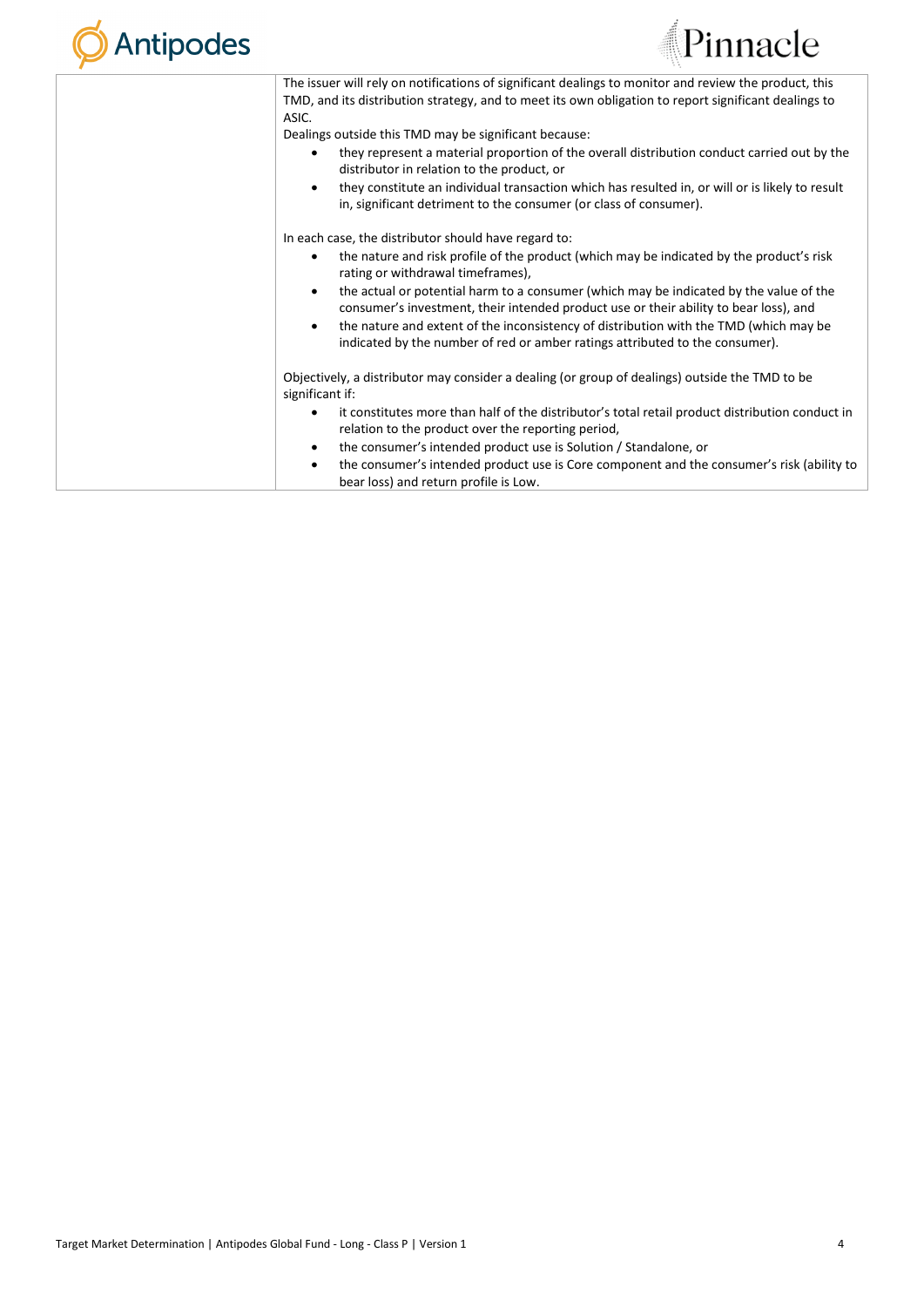| | |
|---|---|
| | The issuer will rely on notifications of significant dealings to monitor and review the product, this TMD, and its distribution strategy, and to meet its own obligation to report significant dealings to ASIC.<br>Dealings outside this TMD may be significant because:<br>• they represent a material proportion of the overall distribution conduct carried out by the distributor in relation to the product, or<br>• they constitute an individual transaction which has resulted in, or will or is likely to result in, significant detriment to the consumer (or class of consumer).<br><br>In each case, the distributor should have regard to:<br>• the nature and risk profile of the product (which may be indicated by the product's risk rating or withdrawal timeframes),<br>• the actual or potential harm to a consumer (which may be indicated by the value of the consumer's investment, their intended product use or their ability to bear loss), and<br>• the nature and extent of the inconsistency of distribution with the TMD (which may be indicated by the number of red or amber ratings attributed to the consumer).<br><br>Objectively, a distributor may consider a dealing (or group of dealings) outside the TMD to be significant if:<br>• it constitutes more than half of the distributor's total retail product distribution conduct in relation to the product over the reporting period,<br>• the consumer's intended product use is Solution / Standalone, or<br>• the consumer's intended product use is Core component and the consumer's risk (ability to bear loss) and return profile is Low. |